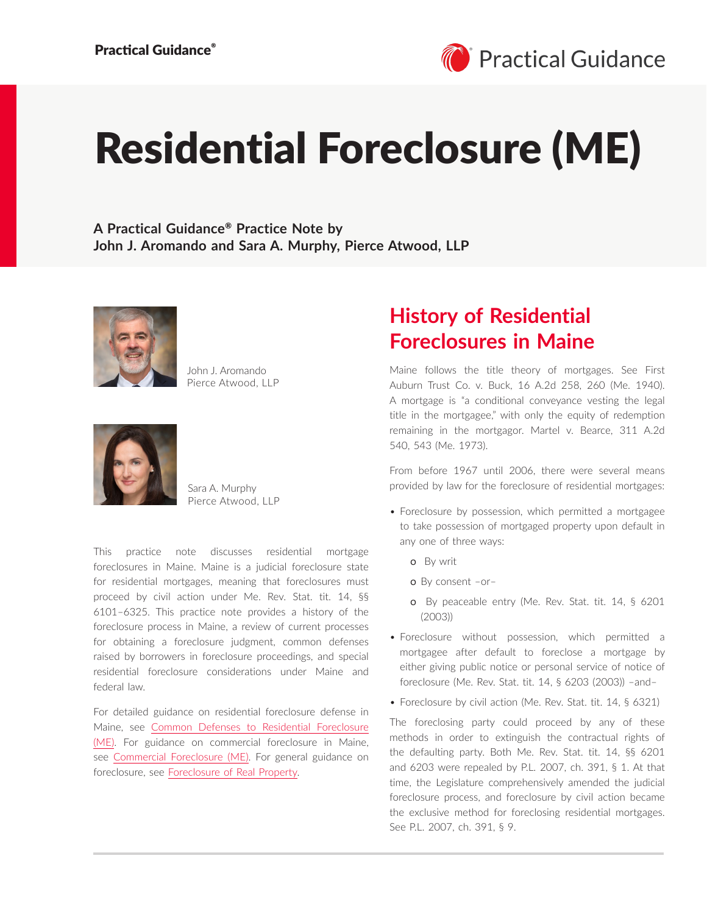# Residential Foreclosure (ME)

**A Practical Guidance® Practice Note by**
**John J. Aromando and Sara A. Murphy, Pierce Atwood, LLP**

John J. Aromando
Pierce Atwood, LLP

Sara A. Murphy
Pierce Atwood, LLP

This practice note discusses residential mortgage foreclosures in Maine. Maine is a judicial foreclosure state for residential mortgages, meaning that foreclosures must proceed by civil action under Me. Rev. Stat. tit. 14, §§ 6101–6325. This practice note provides a history of the foreclosure process in Maine, a review of current processes for obtaining a foreclosure judgment, common defenses raised by borrowers in foreclosure proceedings, and special residential foreclosure considerations under Maine and federal law.

For detailed guidance on residential foreclosure defense in Maine, see Common Defenses to Residential Foreclosure (ME). For guidance on commercial foreclosure in Maine, see Commercial Foreclosure (ME). For general guidance on foreclosure, see Foreclosure of Real Property.

## History of Residential Foreclosures in Maine

Maine follows the title theory of mortgages. See First Auburn Trust Co. v. Buck, 16 A.2d 258, 260 (Me. 1940). A mortgage is "a conditional conveyance vesting the legal title in the mortgagee," with only the equity of redemption remaining in the mortgagor. Martel v. Bearce, 311 A.2d 540, 543 (Me. 1973).

From before 1967 until 2006, there were several means provided by law for the foreclosure of residential mortgages:

- Foreclosure by possession, which permitted a mortgagee to take possession of mortgaged property upon default in any one of three ways:
  - By writ
  - By consent –or–
  - By peaceable entry (Me. Rev. Stat. tit. 14, § 6201 (2003))
- Foreclosure without possession, which permitted a mortgagee after default to foreclose a mortgage by either giving public notice or personal service of notice of foreclosure (Me. Rev. Stat. tit. 14, § 6203 (2003)) –and–
- Foreclosure by civil action (Me. Rev. Stat. tit. 14, § 6321)

The foreclosing party could proceed by any of these methods in order to extinguish the contractual rights of the defaulting party. Both Me. Rev. Stat. tit. 14, §§ 6201 and 6203 were repealed by P.L. 2007, ch. 391, § 1. At that time, the Legislature comprehensively amended the judicial foreclosure process, and foreclosure by civil action became the exclusive method for foreclosing residential mortgages. See P.L. 2007, ch. 391, § 9.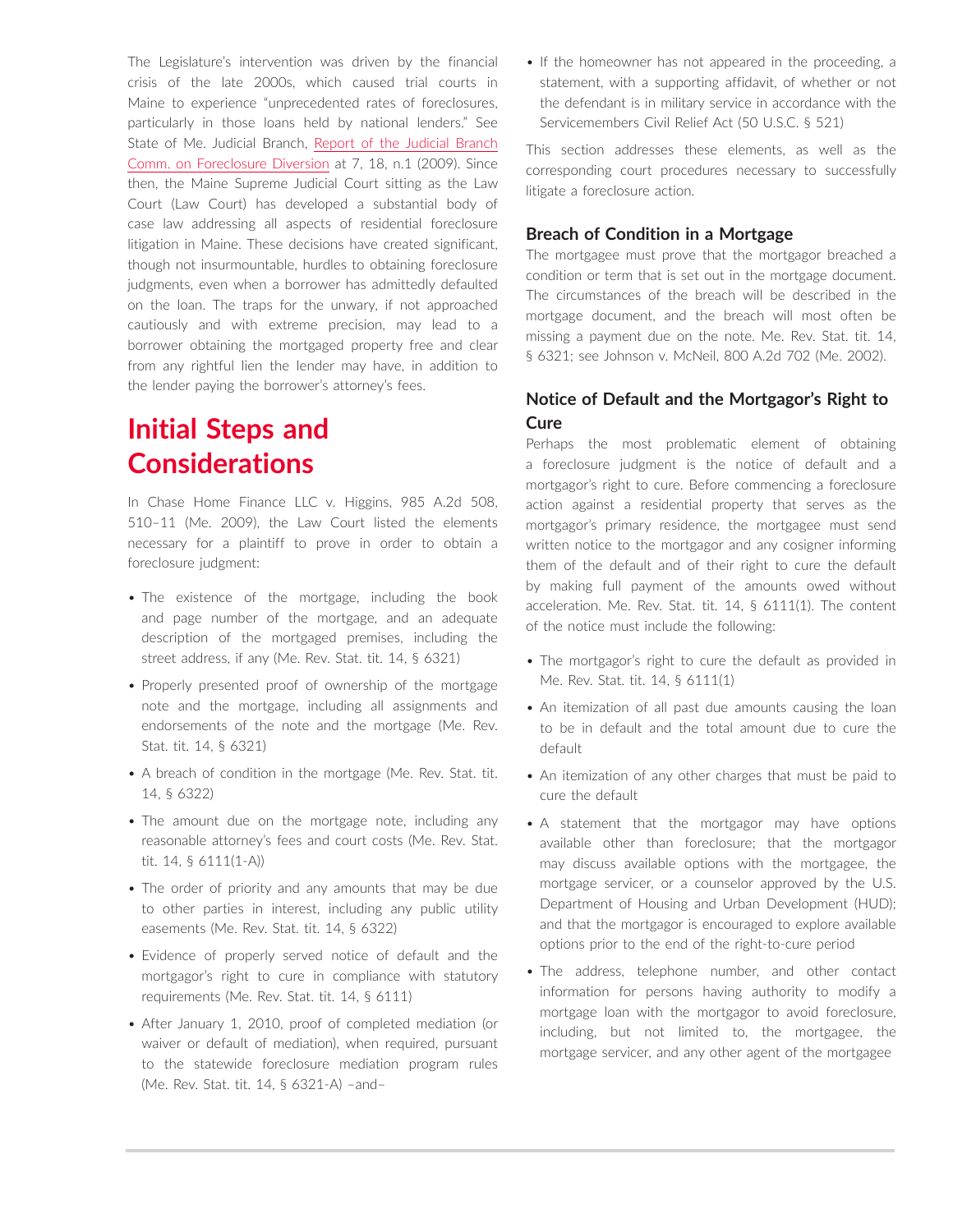The Legislature's intervention was driven by the financial crisis of the late 2000s, which caused trial courts in Maine to experience "unprecedented rates of foreclosures, particularly in those loans held by national lenders." See State of Me. Judicial Branch, Report of the Judicial Branch Comm. on Foreclosure Diversion at 7, 18, n.1 (2009). Since then, the Maine Supreme Judicial Court sitting as the Law Court (Law Court) has developed a substantial body of case law addressing all aspects of residential foreclosure litigation in Maine. These decisions have created significant, though not insurmountable, hurdles to obtaining foreclosure judgments, even when a borrower has admittedly defaulted on the loan. The traps for the unwary, if not approached cautiously and with extreme precision, may lead to a borrower obtaining the mortgaged property free and clear from any rightful lien the lender may have, in addition to the lender paying the borrower's attorney's fees.

# Initial Steps and Considerations

In Chase Home Finance LLC v. Higgins, 985 A.2d 508, 510–11 (Me. 2009), the Law Court listed the elements necessary for a plaintiff to prove in order to obtain a foreclosure judgment:

- The existence of the mortgage, including the book and page number of the mortgage, and an adequate description of the mortgaged premises, including the street address, if any (Me. Rev. Stat. tit. 14, § 6321)
- Properly presented proof of ownership of the mortgage note and the mortgage, including all assignments and endorsements of the note and the mortgage (Me. Rev. Stat. tit. 14, § 6321)
- A breach of condition in the mortgage (Me. Rev. Stat. tit. 14, § 6322)
- The amount due on the mortgage note, including any reasonable attorney's fees and court costs (Me. Rev. Stat. tit. 14, § 6111(1-A))
- The order of priority and any amounts that may be due to other parties in interest, including any public utility easements (Me. Rev. Stat. tit. 14, § 6322)
- Evidence of properly served notice of default and the mortgagor's right to cure in compliance with statutory requirements (Me. Rev. Stat. tit. 14, § 6111)
- After January 1, 2010, proof of completed mediation (or waiver or default of mediation), when required, pursuant to the statewide foreclosure mediation program rules (Me. Rev. Stat. tit. 14, § 6321-A) –and–
- If the homeowner has not appeared in the proceeding, a statement, with a supporting affidavit, of whether or not the defendant is in military service in accordance with the Servicemembers Civil Relief Act (50 U.S.C. § 521)

This section addresses these elements, as well as the corresponding court procedures necessary to successfully litigate a foreclosure action.

### Breach of Condition in a Mortgage

The mortgagee must prove that the mortgagor breached a condition or term that is set out in the mortgage document. The circumstances of the breach will be described in the mortgage document, and the breach will most often be missing a payment due on the note. Me. Rev. Stat. tit. 14, § 6321; see Johnson v. McNeil, 800 A.2d 702 (Me. 2002).

### Notice of Default and the Mortgagor's Right to Cure

Perhaps the most problematic element of obtaining a foreclosure judgment is the notice of default and a mortgagor's right to cure. Before commencing a foreclosure action against a residential property that serves as the mortgagor's primary residence, the mortgagee must send written notice to the mortgagor and any cosigner informing them of the default and of their right to cure the default by making full payment of the amounts owed without acceleration. Me. Rev. Stat. tit. 14, § 6111(1). The content of the notice must include the following:

- The mortgagor's right to cure the default as provided in Me. Rev. Stat. tit. 14, § 6111(1)
- An itemization of all past due amounts causing the loan to be in default and the total amount due to cure the default
- An itemization of any other charges that must be paid to cure the default
- A statement that the mortgagor may have options available other than foreclosure; that the mortgagor may discuss available options with the mortgagee, the mortgage servicer, or a counselor approved by the U.S. Department of Housing and Urban Development (HUD); and that the mortgagor is encouraged to explore available options prior to the end of the right-to-cure period
- The address, telephone number, and other contact information for persons having authority to modify a mortgage loan with the mortgagor to avoid foreclosure, including, but not limited to, the mortgagee, the mortgage servicer, and any other agent of the mortgagee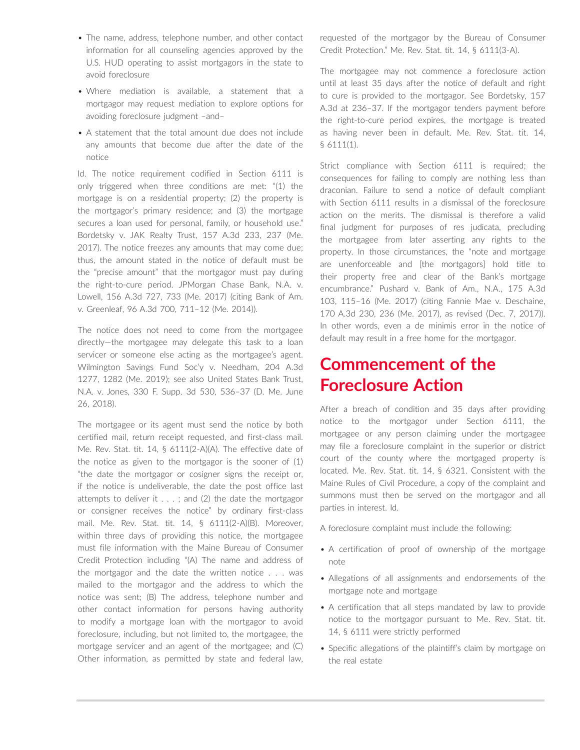- The name, address, telephone number, and other contact information for all counseling agencies approved by the U.S. HUD operating to assist mortgagors in the state to avoid foreclosure
- Where mediation is available, a statement that a mortgagor may request mediation to explore options for avoiding foreclosure judgment –and–
- A statement that the total amount due does not include any amounts that become due after the date of the notice

Id. The notice requirement codified in Section 6111 is only triggered when three conditions are met: "(1) the mortgage is on a residential property; (2) the property is the mortgagor's primary residence; and (3) the mortgage secures a loan used for personal, family, or household use." Bordetsky v. JAK Realty Trust, 157 A.3d 233, 237 (Me. 2017). The notice freezes any amounts that may come due; thus, the amount stated in the notice of default must be the "precise amount" that the mortgagor must pay during the right-to-cure period. JPMorgan Chase Bank, N.A. v. Lowell, 156 A.3d 727, 733 (Me. 2017) (citing Bank of Am. v. Greenleaf, 96 A.3d 700, 711–12 (Me. 2014)).

The notice does not need to come from the mortgagee directly—the mortgagee may delegate this task to a loan servicer or someone else acting as the mortgagee's agent. Wilmington Savings Fund Soc'y v. Needham, 204 A.3d 1277, 1282 (Me. 2019); see also United States Bank Trust, N.A. v. Jones, 330 F. Supp. 3d 530, 536–37 (D. Me. June 26, 2018).

The mortgagee or its agent must send the notice by both certified mail, return receipt requested, and first-class mail. Me. Rev. Stat. tit. 14, § 6111(2-A)(A). The effective date of the notice as given to the mortgagor is the sooner of (1) "the date the mortgagor or cosigner signs the receipt or, if the notice is undeliverable, the date the post office last attempts to deliver it . . . ; and (2) the date the mortgagor or consigner receives the notice" by ordinary first-class mail. Me. Rev. Stat. tit. 14, § 6111(2-A)(B). Moreover, within three days of providing this notice, the mortgagee must file information with the Maine Bureau of Consumer Credit Protection including "(A) The name and address of the mortgagor and the date the written notice . . . was mailed to the mortgagor and the address to which the notice was sent; (B) The address, telephone number and other contact information for persons having authority to modify a mortgage loan with the mortgagor to avoid foreclosure, including, but not limited to, the mortgagee, the mortgage servicer and an agent of the mortgagee; and (C) Other information, as permitted by state and federal law, requested of the mortgagor by the Bureau of Consumer Credit Protection." Me. Rev. Stat. tit. 14, § 6111(3-A).

The mortgagee may not commence a foreclosure action until at least 35 days after the notice of default and right to cure is provided to the mortgagor. See Bordetsky, 157 A.3d at 236–37. If the mortgagor tenders payment before the right-to-cure period expires, the mortgage is treated as having never been in default. Me. Rev. Stat. tit. 14, § 6111(1).

Strict compliance with Section 6111 is required; the consequences for failing to comply are nothing less than draconian. Failure to send a notice of default compliant with Section 6111 results in a dismissal of the foreclosure action on the merits. The dismissal is therefore a valid final judgment for purposes of res judicata, precluding the mortgagee from later asserting any rights to the property. In those circumstances, the "note and mortgage are unenforceable and [the mortgagors] hold title to their property free and clear of the Bank's mortgage encumbrance." Pushard v. Bank of Am., N.A., 175 A.3d 103, 115–16 (Me. 2017) (citing Fannie Mae v. Deschaine, 170 A.3d 230, 236 (Me. 2017), as revised (Dec. 7, 2017)). In other words, even a de minimis error in the notice of default may result in a free home for the mortgagor.

## Commencement of the Foreclosure Action

After a breach of condition and 35 days after providing notice to the mortgagor under Section 6111, the mortgagee or any person claiming under the mortgagee may file a foreclosure complaint in the superior or district court of the county where the mortgaged property is located. Me. Rev. Stat. tit. 14, § 6321. Consistent with the Maine Rules of Civil Procedure, a copy of the complaint and summons must then be served on the mortgagor and all parties in interest. Id.

A foreclosure complaint must include the following:

- A certification of proof of ownership of the mortgage note
- Allegations of all assignments and endorsements of the mortgage note and mortgage
- A certification that all steps mandated by law to provide notice to the mortgagor pursuant to Me. Rev. Stat. tit. 14, § 6111 were strictly performed
- Specific allegations of the plaintiff's claim by mortgage on the real estate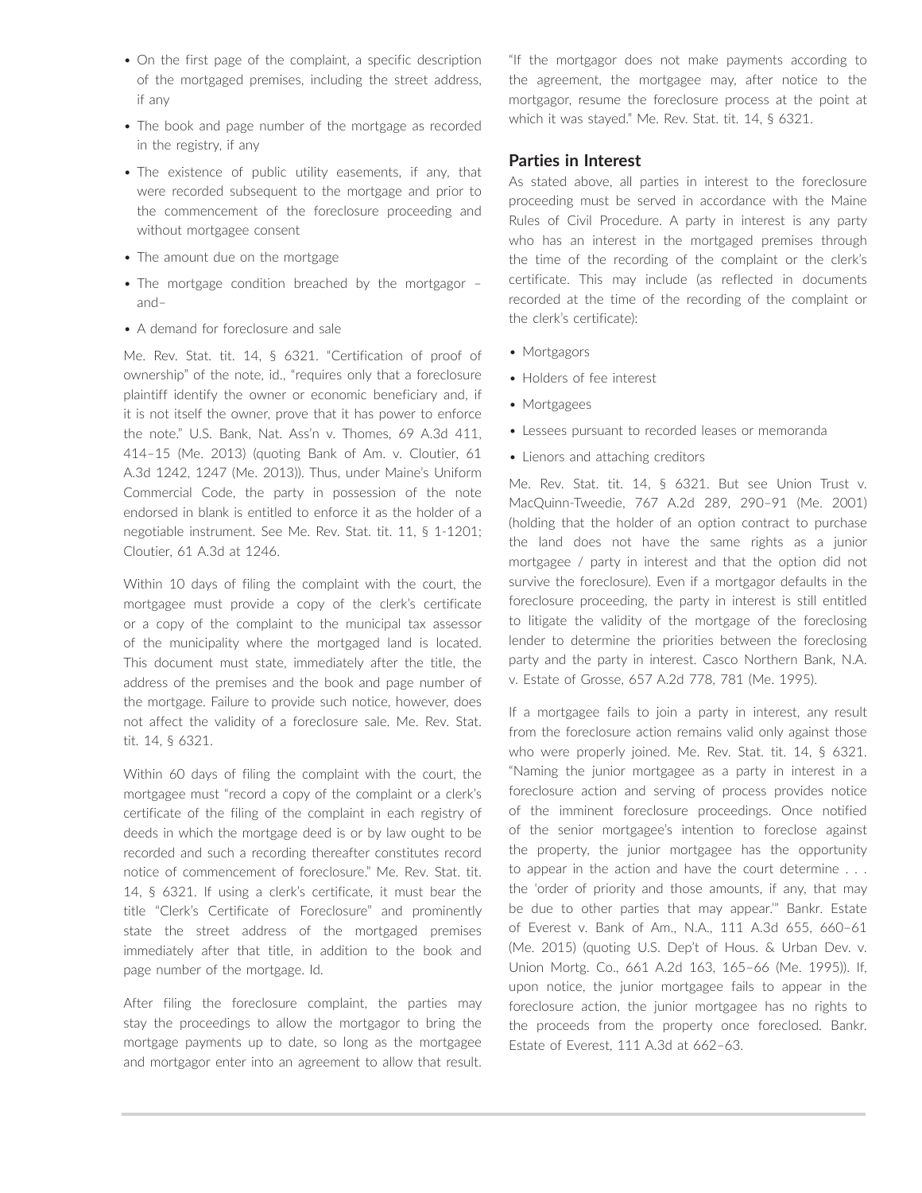- On the first page of the complaint, a specific description of the mortgaged premises, including the street address, if any
- The book and page number of the mortgage as recorded in the registry, if any
- The existence of public utility easements, if any, that were recorded subsequent to the mortgage and prior to the commencement of the foreclosure proceeding and without mortgagee consent
- The amount due on the mortgage
- The mortgage condition breached by the mortgagor – and–
- A demand for foreclosure and sale

Me. Rev. Stat. tit. 14, § 6321. "Certification of proof of ownership" of the note, id., "requires only that a foreclosure plaintiff identify the owner or economic beneficiary and, if it is not itself the owner, prove that it has power to enforce the note." U.S. Bank, Nat. Ass'n v. Thomes, 69 A.3d 411, 414–15 (Me. 2013) (quoting Bank of Am. v. Cloutier, 61 A.3d 1242, 1247 (Me. 2013)). Thus, under Maine's Uniform Commercial Code, the party in possession of the note endorsed in blank is entitled to enforce it as the holder of a negotiable instrument. See Me. Rev. Stat. tit. 11, § 1-1201; Cloutier, 61 A.3d at 1246.

Within 10 days of filing the complaint with the court, the mortgagee must provide a copy of the clerk's certificate or a copy of the complaint to the municipal tax assessor of the municipality where the mortgaged land is located. This document must state, immediately after the title, the address of the premises and the book and page number of the mortgage. Failure to provide such notice, however, does not affect the validity of a foreclosure sale. Me. Rev. Stat. tit. 14, § 6321.

Within 60 days of filing the complaint with the court, the mortgagee must "record a copy of the complaint or a clerk's certificate of the filing of the complaint in each registry of deeds in which the mortgage deed is or by law ought to be recorded and such a recording thereafter constitutes record notice of commencement of foreclosure." Me. Rev. Stat. tit. 14, § 6321. If using a clerk's certificate, it must bear the title "Clerk's Certificate of Foreclosure" and prominently state the street address of the mortgaged premises immediately after that title, in addition to the book and page number of the mortgage. Id.

After filing the foreclosure complaint, the parties may stay the proceedings to allow the mortgagor to bring the mortgage payments up to date, so long as the mortgagee and mortgagor enter into an agreement to allow that result. "If the mortgagor does not make payments according to the agreement, the mortgagee may, after notice to the mortgagor, resume the foreclosure process at the point at which it was stayed." Me. Rev. Stat. tit. 14, § 6321.

## Parties in Interest

As stated above, all parties in interest to the foreclosure proceeding must be served in accordance with the Maine Rules of Civil Procedure. A party in interest is any party who has an interest in the mortgaged premises through the time of the recording of the complaint or the clerk's certificate. This may include (as reflected in documents recorded at the time of the recording of the complaint or the clerk's certificate):

- Mortgagors
- Holders of fee interest
- Mortgagees
- Lessees pursuant to recorded leases or memoranda
- Lienors and attaching creditors

Me. Rev. Stat. tit. 14, § 6321. But see Union Trust v. MacQuinn-Tweedie, 767 A.2d 289, 290–91 (Me. 2001) (holding that the holder of an option contract to purchase the land does not have the same rights as a junior mortgagee / party in interest and that the option did not survive the foreclosure). Even if a mortgagor defaults in the foreclosure proceeding, the party in interest is still entitled to litigate the validity of the mortgage of the foreclosing lender to determine the priorities between the foreclosing party and the party in interest. Casco Northern Bank, N.A. v. Estate of Grosse, 657 A.2d 778, 781 (Me. 1995).

If a mortgagee fails to join a party in interest, any result from the foreclosure action remains valid only against those who were properly joined. Me. Rev. Stat. tit. 14, § 6321. "Naming the junior mortgagee as a party in interest in a foreclosure action and serving of process provides notice of the imminent foreclosure proceedings. Once notified of the senior mortgagee's intention to foreclose against the property, the junior mortgagee has the opportunity to appear in the action and have the court determine . . . the 'order of priority and those amounts, if any, that may be due to other parties that may appear.'" Bankr. Estate of Everest v. Bank of Am., N.A., 111 A.3d 655, 660–61 (Me. 2015) (quoting U.S. Dep't of Hous. & Urban Dev. v. Union Mortg. Co., 661 A.2d 163, 165–66 (Me. 1995)). If, upon notice, the junior mortgagee fails to appear in the foreclosure action, the junior mortgagee has no rights to the proceeds from the property once foreclosed. Bankr. Estate of Everest, 111 A.3d at 662–63.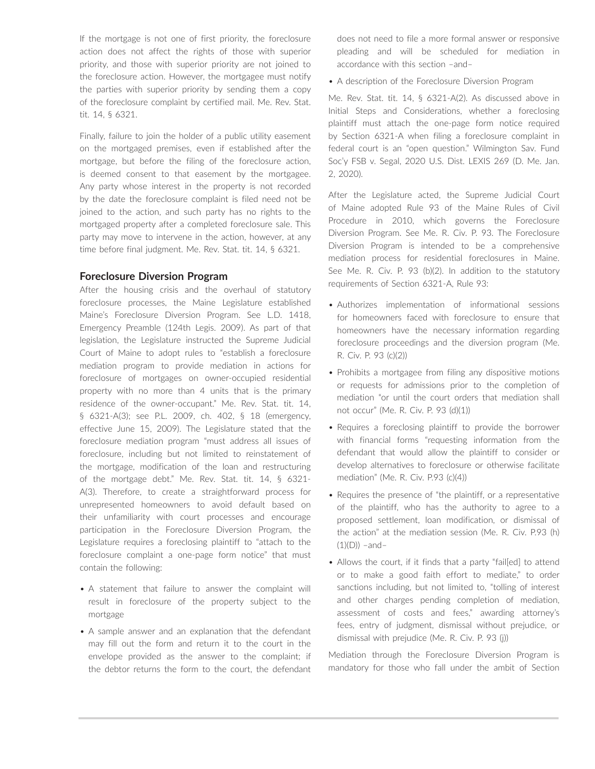If the mortgage is not one of first priority, the foreclosure action does not affect the rights of those with superior priority, and those with superior priority are not joined to the foreclosure action. However, the mortgagee must notify the parties with superior priority by sending them a copy of the foreclosure complaint by certified mail. Me. Rev. Stat. tit. 14, § 6321.

Finally, failure to join the holder of a public utility easement on the mortgaged premises, even if established after the mortgage, but before the filing of the foreclosure action, is deemed consent to that easement by the mortgagee. Any party whose interest in the property is not recorded by the date the foreclosure complaint is filed need not be joined to the action, and such party has no rights to the mortgaged property after a completed foreclosure sale. This party may move to intervene in the action, however, at any time before final judgment. Me. Rev. Stat. tit. 14, § 6321.

### Foreclosure Diversion Program

After the housing crisis and the overhaul of statutory foreclosure processes, the Maine Legislature established Maine's Foreclosure Diversion Program. See L.D. 1418, Emergency Preamble (124th Legis. 2009). As part of that legislation, the Legislature instructed the Supreme Judicial Court of Maine to adopt rules to "establish a foreclosure mediation program to provide mediation in actions for foreclosure of mortgages on owner-occupied residential property with no more than 4 units that is the primary residence of the owner-occupant." Me. Rev. Stat. tit. 14, § 6321-A(3); see P.L. 2009, ch. 402, § 18 (emergency, effective June 15, 2009). The Legislature stated that the foreclosure mediation program "must address all issues of foreclosure, including but not limited to reinstatement of the mortgage, modification of the loan and restructuring of the mortgage debt." Me. Rev. Stat. tit. 14, § 6321-A(3). Therefore, to create a straightforward process for unrepresented homeowners to avoid default based on their unfamiliarity with court processes and encourage participation in the Foreclosure Diversion Program, the Legislature requires a foreclosing plaintiff to "attach to the foreclosure complaint a one-page form notice" that must contain the following:

- A statement that failure to answer the complaint will result in foreclosure of the property subject to the mortgage
- A sample answer and an explanation that the defendant may fill out the form and return it to the court in the envelope provided as the answer to the complaint; if the debtor returns the form to the court, the defendant does not need to file a more formal answer or responsive pleading and will be scheduled for mediation in accordance with this section –and–
- A description of the Foreclosure Diversion Program

Me. Rev. Stat. tit. 14, § 6321-A(2). As discussed above in Initial Steps and Considerations, whether a foreclosing plaintiff must attach the one-page form notice required by Section 6321-A when filing a foreclosure complaint in federal court is an "open question." Wilmington Sav. Fund Soc'y FSB v. Segal, 2020 U.S. Dist. LEXIS 269 (D. Me. Jan. 2, 2020).

After the Legislature acted, the Supreme Judicial Court of Maine adopted Rule 93 of the Maine Rules of Civil Procedure in 2010, which governs the Foreclosure Diversion Program. See Me. R. Civ. P. 93. The Foreclosure Diversion Program is intended to be a comprehensive mediation process for residential foreclosures in Maine. See Me. R. Civ. P. 93 (b)(2). In addition to the statutory requirements of Section 6321-A, Rule 93:

- Authorizes implementation of informational sessions for homeowners faced with foreclosure to ensure that homeowners have the necessary information regarding foreclosure proceedings and the diversion program (Me. R. Civ. P. 93 (c)(2))
- Prohibits a mortgagee from filing any dispositive motions or requests for admissions prior to the completion of mediation "or until the court orders that mediation shall not occur" (Me. R. Civ. P. 93 (d)(1))
- Requires a foreclosing plaintiff to provide the borrower with financial forms "requesting information from the defendant that would allow the plaintiff to consider or develop alternatives to foreclosure or otherwise facilitate mediation" (Me. R. Civ. P.93 (c)(4))
- Requires the presence of "the plaintiff, or a representative of the plaintiff, who has the authority to agree to a proposed settlement, loan modification, or dismissal of the action" at the mediation session (Me. R. Civ. P.93 (h)(1)(D)) –and–
- Allows the court, if it finds that a party "fail[ed] to attend or to make a good faith effort to mediate," to order sanctions including, but not limited to, "tolling of interest and other charges pending completion of mediation, assessment of costs and fees," awarding attorney's fees, entry of judgment, dismissal without prejudice, or dismissal with prejudice (Me. R. Civ. P. 93 (j))

Mediation through the Foreclosure Diversion Program is mandatory for those who fall under the ambit of Section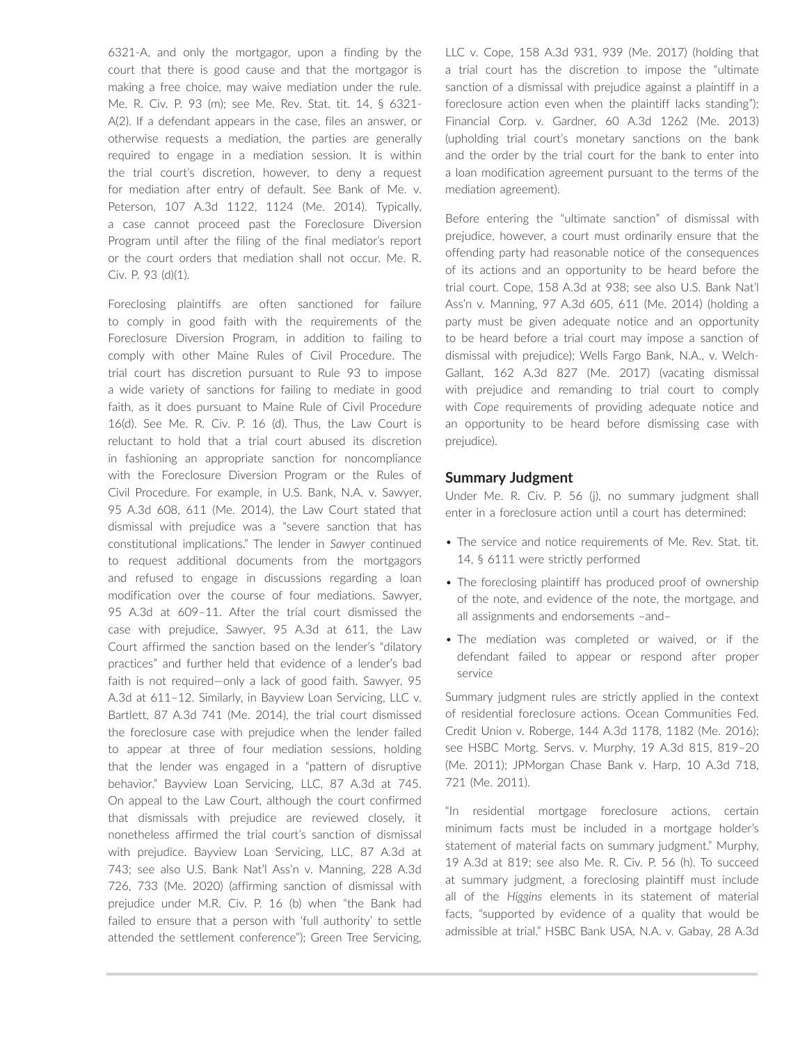6321-A, and only the mortgagor, upon a finding by the court that there is good cause and that the mortgagor is making a free choice, may waive mediation under the rule. Me. R. Civ. P. 93 (m); see Me. Rev. Stat. tit. 14, § 6321-A(2). If a defendant appears in the case, files an answer, or otherwise requests a mediation, the parties are generally required to engage in a mediation session. It is within the trial court's discretion, however, to deny a request for mediation after entry of default. See Bank of Me. v. Peterson, 107 A.3d 1122, 1124 (Me. 2014). Typically, a case cannot proceed past the Foreclosure Diversion Program until after the filing of the final mediator's report or the court orders that mediation shall not occur. Me. R. Civ. P. 93 (d)(1).

Foreclosing plaintiffs are often sanctioned for failure to comply in good faith with the requirements of the Foreclosure Diversion Program, in addition to failing to comply with other Maine Rules of Civil Procedure. The trial court has discretion pursuant to Rule 93 to impose a wide variety of sanctions for failing to mediate in good faith, as it does pursuant to Maine Rule of Civil Procedure 16(d). See Me. R. Civ. P. 16 (d). Thus, the Law Court is reluctant to hold that a trial court abused its discretion in fashioning an appropriate sanction for noncompliance with the Foreclosure Diversion Program or the Rules of Civil Procedure. For example, in U.S. Bank, N.A. v. Sawyer, 95 A.3d 608, 611 (Me. 2014), the Law Court stated that dismissal with prejudice was a "severe sanction that has constitutional implications." The lender in *Sawyer* continued to request additional documents from the mortgagors and refused to engage in discussions regarding a loan modification over the course of four mediations. Sawyer, 95 A.3d at 609–11. After the trial court dismissed the case with prejudice, Sawyer, 95 A.3d at 611, the Law Court affirmed the sanction based on the lender's "dilatory practices" and further held that evidence of a lender's bad faith is not required—only a lack of good faith. Sawyer, 95 A.3d at 611–12. Similarly, in Bayview Loan Servicing, LLC v. Bartlett, 87 A.3d 741 (Me. 2014), the trial court dismissed the foreclosure case with prejudice when the lender failed to appear at three of four mediation sessions, holding that the lender was engaged in a "pattern of disruptive behavior." Bayview Loan Servicing, LLC, 87 A.3d at 745. On appeal to the Law Court, although the court confirmed that dismissals with prejudice are reviewed closely, it nonetheless affirmed the trial court's sanction of dismissal with prejudice. Bayview Loan Servicing, LLC, 87 A.3d at 743; see also U.S. Bank Nat'l Ass'n v. Manning, 228 A.3d 726, 733 (Me. 2020) (affirming sanction of dismissal with prejudice under M.R. Civ. P. 16 (b) when "the Bank had failed to ensure that a person with 'full authority' to settle attended the settlement conference"); Green Tree Servicing, LLC v. Cope, 158 A.3d 931, 939 (Me. 2017) (holding that a trial court has the discretion to impose the "ultimate sanction of a dismissal with prejudice against a plaintiff in a foreclosure action even when the plaintiff lacks standing"); Financial Corp. v. Gardner, 60 A.3d 1262 (Me. 2013) (upholding trial court's monetary sanctions on the bank and the order by the trial court for the bank to enter into a loan modification agreement pursuant to the terms of the mediation agreement).

Before entering the "ultimate sanction" of dismissal with prejudice, however, a court must ordinarily ensure that the offending party had reasonable notice of the consequences of its actions and an opportunity to be heard before the trial court. Cope, 158 A.3d at 938; see also U.S. Bank Nat'l Ass'n v. Manning, 97 A.3d 605, 611 (Me. 2014) (holding a party must be given adequate notice and an opportunity to be heard before a trial court may impose a sanction of dismissal with prejudice); Wells Fargo Bank, N.A., v. Welch-Gallant, 162 A.3d 827 (Me. 2017) (vacating dismissal with prejudice and remanding to trial court to comply with *Cope* requirements of providing adequate notice and an opportunity to be heard before dismissing case with prejudice).

### Summary Judgment

Under Me. R. Civ. P. 56 (j), no summary judgment shall enter in a foreclosure action until a court has determined:

- The service and notice requirements of Me. Rev. Stat. tit. 14, § 6111 were strictly performed
- The foreclosing plaintiff has produced proof of ownership of the note, and evidence of the note, the mortgage, and all assignments and endorsements –and–
- The mediation was completed or waived, or if the defendant failed to appear or respond after proper service

Summary judgment rules are strictly applied in the context of residential foreclosure actions. Ocean Communities Fed. Credit Union v. Roberge, 144 A.3d 1178, 1182 (Me. 2016); see HSBC Mortg. Servs. v. Murphy, 19 A.3d 815, 819–20 (Me. 2011); JPMorgan Chase Bank v. Harp, 10 A.3d 718, 721 (Me. 2011).

"In residential mortgage foreclosure actions, certain minimum facts must be included in a mortgage holder's statement of material facts on summary judgment." Murphy, 19 A.3d at 819; see also Me. R. Civ. P. 56 (h). To succeed at summary judgment, a foreclosing plaintiff must include all of the *Higgins* elements in its statement of material facts, "supported by evidence of a quality that would be admissible at trial." HSBC Bank USA, N.A. v. Gabay, 28 A.3d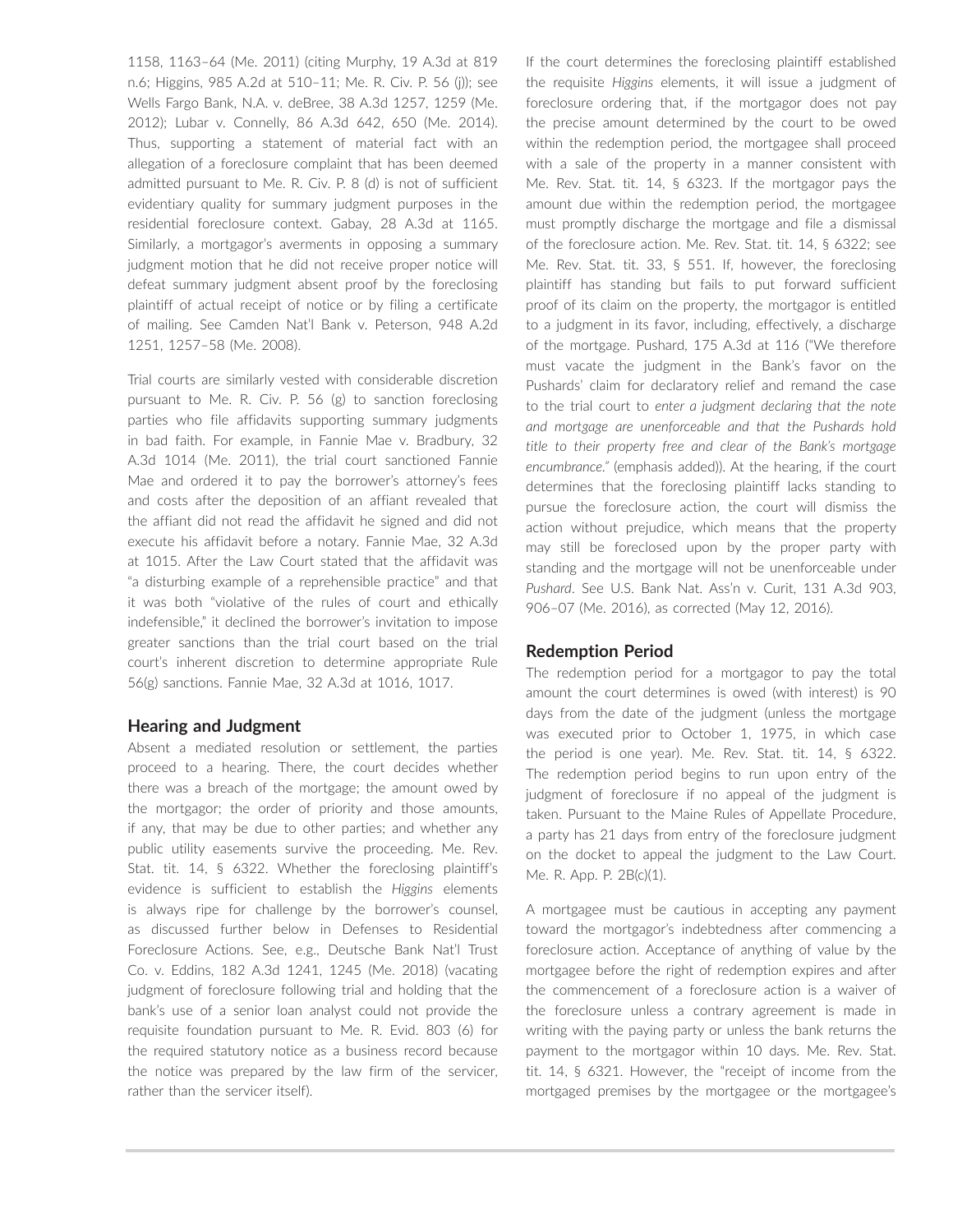1158, 1163–64 (Me. 2011) (citing Murphy, 19 A.3d at 819 n.6; Higgins, 985 A.2d at 510–11; Me. R. Civ. P. 56 (j)); see Wells Fargo Bank, N.A. v. deBree, 38 A.3d 1257, 1259 (Me. 2012); Lubar v. Connelly, 86 A.3d 642, 650 (Me. 2014). Thus, supporting a statement of material fact with an allegation of a foreclosure complaint that has been deemed admitted pursuant to Me. R. Civ. P. 8 (d) is not of sufficient evidentiary quality for summary judgment purposes in the residential foreclosure context. Gabay, 28 A.3d at 1165. Similarly, a mortgagor's averments in opposing a summary judgment motion that he did not receive proper notice will defeat summary judgment absent proof by the foreclosing plaintiff of actual receipt of notice or by filing a certificate of mailing. See Camden Nat'l Bank v. Peterson, 948 A.2d 1251, 1257–58 (Me. 2008).

Trial courts are similarly vested with considerable discretion pursuant to Me. R. Civ. P. 56 (g) to sanction foreclosing parties who file affidavits supporting summary judgments in bad faith. For example, in Fannie Mae v. Bradbury, 32 A.3d 1014 (Me. 2011), the trial court sanctioned Fannie Mae and ordered it to pay the borrower's attorney's fees and costs after the deposition of an affiant revealed that the affiant did not read the affidavit he signed and did not execute his affidavit before a notary. Fannie Mae, 32 A.3d at 1015. After the Law Court stated that the affidavit was "a disturbing example of a reprehensible practice" and that it was both "violative of the rules of court and ethically indefensible," it declined the borrower's invitation to impose greater sanctions than the trial court based on the trial court's inherent discretion to determine appropriate Rule 56(g) sanctions. Fannie Mae, 32 A.3d at 1016, 1017.

### Hearing and Judgment

Absent a mediated resolution or settlement, the parties proceed to a hearing. There, the court decides whether there was a breach of the mortgage; the amount owed by the mortgagor; the order of priority and those amounts, if any, that may be due to other parties; and whether any public utility easements survive the proceeding. Me. Rev. Stat. tit. 14, § 6322. Whether the foreclosing plaintiff's evidence is sufficient to establish the *Higgins* elements is always ripe for challenge by the borrower's counsel, as discussed further below in Defenses to Residential Foreclosure Actions. See, e.g., Deutsche Bank Nat'l Trust Co. v. Eddins, 182 A.3d 1241, 1245 (Me. 2018) (vacating judgment of foreclosure following trial and holding that the bank's use of a senior loan analyst could not provide the requisite foundation pursuant to Me. R. Evid. 803 (6) for the required statutory notice as a business record because the notice was prepared by the law firm of the servicer, rather than the servicer itself).

If the court determines the foreclosing plaintiff established the requisite *Higgins* elements, it will issue a judgment of foreclosure ordering that, if the mortgagor does not pay the precise amount determined by the court to be owed within the redemption period, the mortgagee shall proceed with a sale of the property in a manner consistent with Me. Rev. Stat. tit. 14, § 6323. If the mortgagor pays the amount due within the redemption period, the mortgagee must promptly discharge the mortgage and file a dismissal of the foreclosure action. Me. Rev. Stat. tit. 14, § 6322; see Me. Rev. Stat. tit. 33, § 551. If, however, the foreclosing plaintiff has standing but fails to put forward sufficient proof of its claim on the property, the mortgagor is entitled to a judgment in its favor, including, effectively, a discharge of the mortgage. Pushard, 175 A.3d at 116 ("We therefore must vacate the judgment in the Bank's favor on the Pushards' claim for declaratory relief and remand the case to the trial court to *enter a judgment declaring that the note and mortgage are unenforceable and that the Pushards hold title to their property free and clear of the Bank's mortgage encumbrance.*" (emphasis added)). At the hearing, if the court determines that the foreclosing plaintiff lacks standing to pursue the foreclosure action, the court will dismiss the action without prejudice, which means that the property may still be foreclosed upon by the proper party with standing and the mortgage will not be unenforceable under *Pushard*. See U.S. Bank Nat. Ass'n v. Curit, 131 A.3d 903, 906–07 (Me. 2016), as corrected (May 12, 2016).

### Redemption Period

The redemption period for a mortgagor to pay the total amount the court determines is owed (with interest) is 90 days from the date of the judgment (unless the mortgage was executed prior to October 1, 1975, in which case the period is one year). Me. Rev. Stat. tit. 14, § 6322. The redemption period begins to run upon entry of the judgment of foreclosure if no appeal of the judgment is taken. Pursuant to the Maine Rules of Appellate Procedure, a party has 21 days from entry of the foreclosure judgment on the docket to appeal the judgment to the Law Court. Me. R. App. P. 2B(c)(1).

A mortgagee must be cautious in accepting any payment toward the mortgagor's indebtedness after commencing a foreclosure action. Acceptance of anything of value by the mortgagee before the right of redemption expires and after the commencement of a foreclosure action is a waiver of the foreclosure unless a contrary agreement is made in writing with the paying party or unless the bank returns the payment to the mortgagor within 10 days. Me. Rev. Stat. tit. 14, § 6321. However, the "receipt of income from the mortgaged premises by the mortgagee or the mortgagee's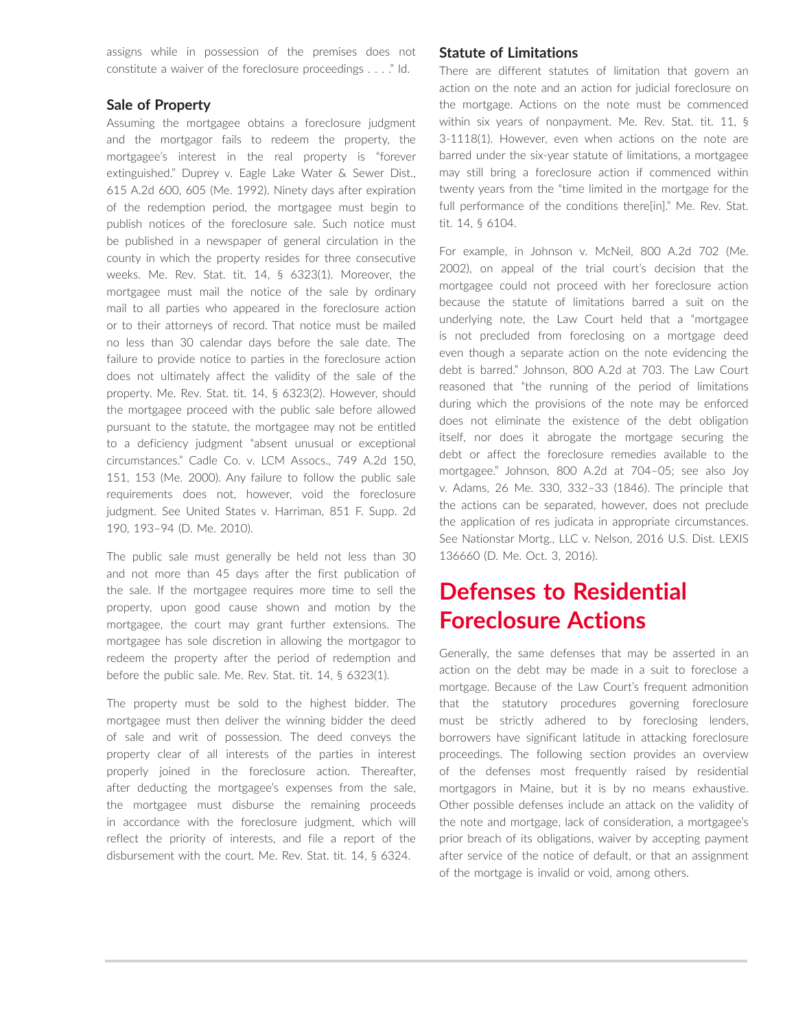assigns while in possession of the premises does not constitute a waiver of the foreclosure proceedings . . . ." Id.

### Sale of Property

Assuming the mortgagee obtains a foreclosure judgment and the mortgagor fails to redeem the property, the mortgagee's interest in the real property is "forever extinguished." Duprey v. Eagle Lake Water & Sewer Dist., 615 A.2d 600, 605 (Me. 1992). Ninety days after expiration of the redemption period, the mortgagee must begin to publish notices of the foreclosure sale. Such notice must be published in a newspaper of general circulation in the county in which the property resides for three consecutive weeks. Me. Rev. Stat. tit. 14, § 6323(1). Moreover, the mortgagee must mail the notice of the sale by ordinary mail to all parties who appeared in the foreclosure action or to their attorneys of record. That notice must be mailed no less than 30 calendar days before the sale date. The failure to provide notice to parties in the foreclosure action does not ultimately affect the validity of the sale of the property. Me. Rev. Stat. tit. 14, § 6323(2). However, should the mortgagee proceed with the public sale before allowed pursuant to the statute, the mortgagee may not be entitled to a deficiency judgment "absent unusual or exceptional circumstances." Cadle Co. v. LCM Assocs., 749 A.2d 150, 151, 153 (Me. 2000). Any failure to follow the public sale requirements does not, however, void the foreclosure judgment. See United States v. Harriman, 851 F. Supp. 2d 190, 193–94 (D. Me. 2010).

The public sale must generally be held not less than 30 and not more than 45 days after the first publication of the sale. If the mortgagee requires more time to sell the property, upon good cause shown and motion by the mortgagee, the court may grant further extensions. The mortgagee has sole discretion in allowing the mortgagor to redeem the property after the period of redemption and before the public sale. Me. Rev. Stat. tit. 14, § 6323(1).

The property must be sold to the highest bidder. The mortgagee must then deliver the winning bidder the deed of sale and writ of possession. The deed conveys the property clear of all interests of the parties in interest properly joined in the foreclosure action. Thereafter, after deducting the mortgagee's expenses from the sale, the mortgagee must disburse the remaining proceeds in accordance with the foreclosure judgment, which will reflect the priority of interests, and file a report of the disbursement with the court. Me. Rev. Stat. tit. 14, § 6324.

### Statute of Limitations

There are different statutes of limitation that govern an action on the note and an action for judicial foreclosure on the mortgage. Actions on the note must be commenced within six years of nonpayment. Me. Rev. Stat. tit. 11, § 3-1118(1). However, even when actions on the note are barred under the six-year statute of limitations, a mortgagee may still bring a foreclosure action if commenced within twenty years from the "time limited in the mortgage for the full performance of the conditions there[in]." Me. Rev. Stat. tit. 14, § 6104.

For example, in Johnson v. McNeil, 800 A.2d 702 (Me. 2002), on appeal of the trial court's decision that the mortgagee could not proceed with her foreclosure action because the statute of limitations barred a suit on the underlying note, the Law Court held that a "mortgagee is not precluded from foreclosing on a mortgage deed even though a separate action on the note evidencing the debt is barred." Johnson, 800 A.2d at 703. The Law Court reasoned that "the running of the period of limitations during which the provisions of the note may be enforced does not eliminate the existence of the debt obligation itself, nor does it abrogate the mortgage securing the debt or affect the foreclosure remedies available to the mortgagee." Johnson, 800 A.2d at 704–05; see also Joy v. Adams, 26 Me. 330, 332–33 (1846). The principle that the actions can be separated, however, does not preclude the application of res judicata in appropriate circumstances. See Nationstar Mortg., LLC v. Nelson, 2016 U.S. Dist. LEXIS 136660 (D. Me. Oct. 3, 2016).

## Defenses to Residential Foreclosure Actions

Generally, the same defenses that may be asserted in an action on the debt may be made in a suit to foreclose a mortgage. Because of the Law Court's frequent admonition that the statutory procedures governing foreclosure must be strictly adhered to by foreclosing lenders, borrowers have significant latitude in attacking foreclosure proceedings. The following section provides an overview of the defenses most frequently raised by residential mortgagors in Maine, but it is by no means exhaustive. Other possible defenses include an attack on the validity of the note and mortgage, lack of consideration, a mortgagee's prior breach of its obligations, waiver by accepting payment after service of the notice of default, or that an assignment of the mortgage is invalid or void, among others.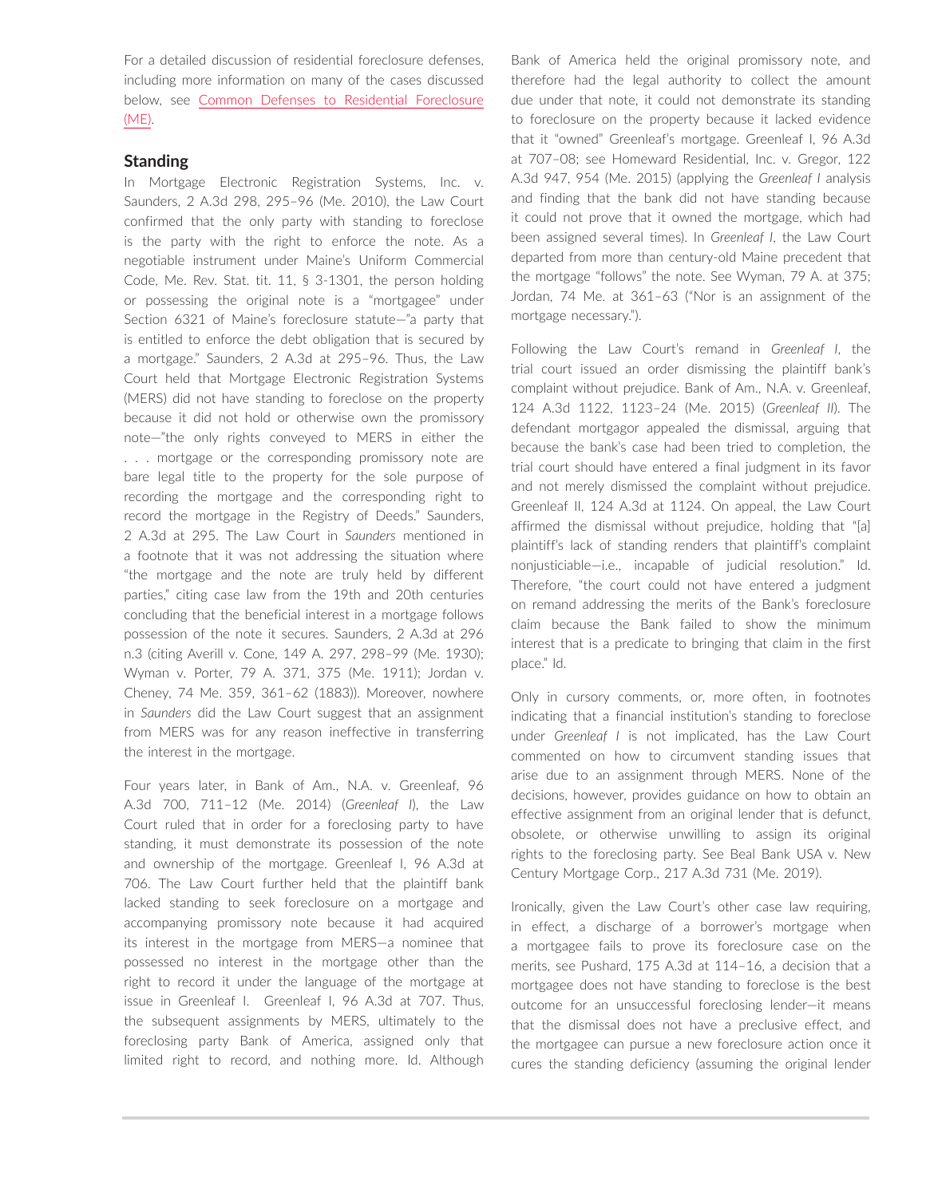For a detailed discussion of residential foreclosure defenses, including more information on many of the cases discussed below, see Common Defenses to Residential Foreclosure (ME).

## Standing

In Mortgage Electronic Registration Systems, Inc. v. Saunders, 2 A.3d 298, 295–96 (Me. 2010), the Law Court confirmed that the only party with standing to foreclose is the party with the right to enforce the note. As a negotiable instrument under Maine's Uniform Commercial Code, Me. Rev. Stat. tit. 11, § 3-1301, the person holding or possessing the original note is a "mortgagee" under Section 6321 of Maine's foreclosure statute—"a party that is entitled to enforce the debt obligation that is secured by a mortgage." Saunders, 2 A.3d at 295–96. Thus, the Law Court held that Mortgage Electronic Registration Systems (MERS) did not have standing to foreclose on the property because it did not hold or otherwise own the promissory note—"the only rights conveyed to MERS in either the . . . mortgage or the corresponding promissory note are bare legal title to the property for the sole purpose of recording the mortgage and the corresponding right to record the mortgage in the Registry of Deeds." Saunders, 2 A.3d at 295. The Law Court in *Saunders* mentioned in a footnote that it was not addressing the situation where "the mortgage and the note are truly held by different parties," citing case law from the 19th and 20th centuries concluding that the beneficial interest in a mortgage follows possession of the note it secures. Saunders, 2 A.3d at 296 n.3 (citing Averill v. Cone, 149 A. 297, 298–99 (Me. 1930); Wyman v. Porter, 79 A. 371, 375 (Me. 1911); Jordan v. Cheney, 74 Me. 359, 361–62 (1883)). Moreover, nowhere in *Saunders* did the Law Court suggest that an assignment from MERS was for any reason ineffective in transferring the interest in the mortgage.

Four years later, in Bank of Am., N.A. v. Greenleaf, 96 A.3d 700, 711–12 (Me. 2014) (*Greenleaf I*), the Law Court ruled that in order for a foreclosing party to have standing, it must demonstrate its possession of the note and ownership of the mortgage. Greenleaf I, 96 A.3d at 706. The Law Court further held that the plaintiff bank lacked standing to seek foreclosure on a mortgage and accompanying promissory note because it had acquired its interest in the mortgage from MERS—a nominee that possessed no interest in the mortgage other than the right to record it under the language of the mortgage at issue in Greenleaf I. Greenleaf I, 96 A.3d at 707. Thus, the subsequent assignments by MERS, ultimately to the foreclosing party Bank of America, assigned only that limited right to record, and nothing more. Id. Although Bank of America held the original promissory note, and therefore had the legal authority to collect the amount due under that note, it could not demonstrate its standing to foreclosure on the property because it lacked evidence that it "owned" Greenleaf's mortgage. Greenleaf I, 96 A.3d at 707–08; see Homeward Residential, Inc. v. Gregor, 122 A.3d 947, 954 (Me. 2015) (applying the *Greenleaf I* analysis and finding that the bank did not have standing because it could not prove that it owned the mortgage, which had been assigned several times). In *Greenleaf I*, the Law Court departed from more than century-old Maine precedent that the mortgage "follows" the note. See Wyman, 79 A. at 375; Jordan, 74 Me. at 361–63 ("Nor is an assignment of the mortgage necessary.").

Following the Law Court's remand in *Greenleaf I*, the trial court issued an order dismissing the plaintiff bank's complaint without prejudice. Bank of Am., N.A. v. Greenleaf, 124 A.3d 1122, 1123–24 (Me. 2015) (*Greenleaf II*). The defendant mortgagor appealed the dismissal, arguing that because the bank's case had been tried to completion, the trial court should have entered a final judgment in its favor and not merely dismissed the complaint without prejudice. Greenleaf II, 124 A.3d at 1124. On appeal, the Law Court affirmed the dismissal without prejudice, holding that "[a] plaintiff's lack of standing renders that plaintiff's complaint nonjusticiable—i.e., incapable of judicial resolution." Id. Therefore, "the court could not have entered a judgment on remand addressing the merits of the Bank's foreclosure claim because the Bank failed to show the minimum interest that is a predicate to bringing that claim in the first place." Id.

Only in cursory comments, or, more often, in footnotes indicating that a financial institution's standing to foreclose under *Greenleaf I* is not implicated, has the Law Court commented on how to circumvent standing issues that arise due to an assignment through MERS. None of the decisions, however, provides guidance on how to obtain an effective assignment from an original lender that is defunct, obsolete, or otherwise unwilling to assign its original rights to the foreclosing party. See Beal Bank USA v. New Century Mortgage Corp., 217 A.3d 731 (Me. 2019).

Ironically, given the Law Court's other case law requiring, in effect, a discharge of a borrower's mortgage when a mortgagee fails to prove its foreclosure case on the merits, see Pushard, 175 A.3d at 114–16, a decision that a mortgagee does not have standing to foreclose is the best outcome for an unsuccessful foreclosing lender—it means that the dismissal does not have a preclusive effect, and the mortgagee can pursue a new foreclosure action once it cures the standing deficiency (assuming the original lender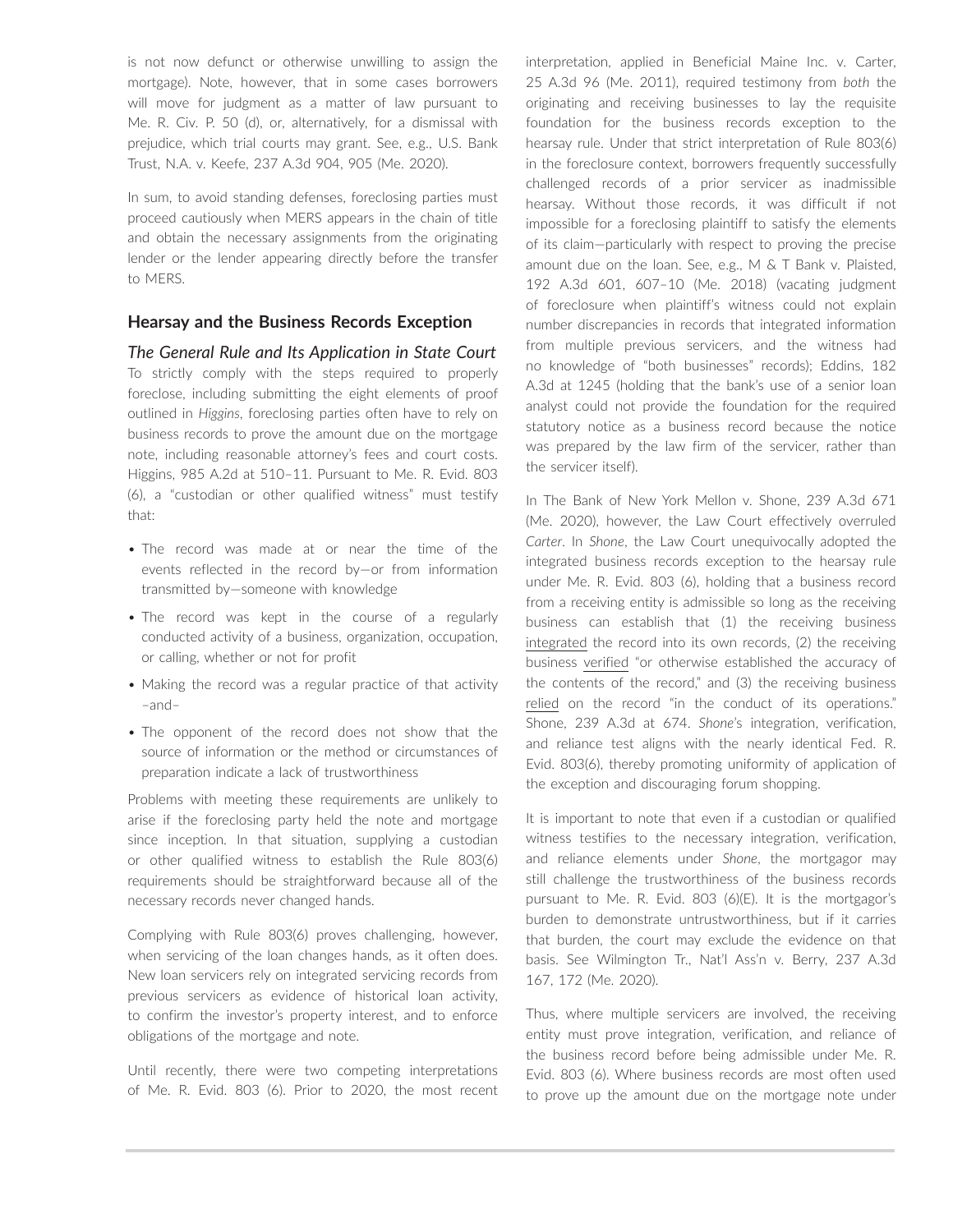is not now defunct or otherwise unwilling to assign the mortgage). Note, however, that in some cases borrowers will move for judgment as a matter of law pursuant to Me. R. Civ. P. 50 (d), or, alternatively, for a dismissal with prejudice, which trial courts may grant. See, e.g., U.S. Bank Trust, N.A. v. Keefe, 237 A.3d 904, 905 (Me. 2020).

In sum, to avoid standing defenses, foreclosing parties must proceed cautiously when MERS appears in the chain of title and obtain the necessary assignments from the originating lender or the lender appearing directly before the transfer to MERS.

## Hearsay and the Business Records Exception

### *The General Rule and Its Application in State Court*

To strictly comply with the steps required to properly foreclose, including submitting the eight elements of proof outlined in *Higgins*, foreclosing parties often have to rely on business records to prove the amount due on the mortgage note, including reasonable attorney's fees and court costs. Higgins, 985 A.2d at 510–11. Pursuant to Me. R. Evid. 803 (6), a "custodian or other qualified witness" must testify that:

- The record was made at or near the time of the events reflected in the record by—or from information transmitted by—someone with knowledge
- The record was kept in the course of a regularly conducted activity of a business, organization, occupation, or calling, whether or not for profit
- Making the record was a regular practice of that activity –and–
- The opponent of the record does not show that the source of information or the method or circumstances of preparation indicate a lack of trustworthiness

Problems with meeting these requirements are unlikely to arise if the foreclosing party held the note and mortgage since inception. In that situation, supplying a custodian or other qualified witness to establish the Rule 803(6) requirements should be straightforward because all of the necessary records never changed hands.

Complying with Rule 803(6) proves challenging, however, when servicing of the loan changes hands, as it often does. New loan servicers rely on integrated servicing records from previous servicers as evidence of historical loan activity, to confirm the investor's property interest, and to enforce obligations of the mortgage and note.

Until recently, there were two competing interpretations of Me. R. Evid. 803 (6). Prior to 2020, the most recent interpretation, applied in Beneficial Maine Inc. v. Carter, 25 A.3d 96 (Me. 2011), required testimony from *both* the originating and receiving businesses to lay the requisite foundation for the business records exception to the hearsay rule. Under that strict interpretation of Rule 803(6) in the foreclosure context, borrowers frequently successfully challenged records of a prior servicer as inadmissible hearsay. Without those records, it was difficult if not impossible for a foreclosing plaintiff to satisfy the elements of its claim—particularly with respect to proving the precise amount due on the loan. See, e.g., M & T Bank v. Plaisted, 192 A.3d 601, 607–10 (Me. 2018) (vacating judgment of foreclosure when plaintiff's witness could not explain number discrepancies in records that integrated information from multiple previous servicers, and the witness had no knowledge of "both businesses" records); Eddins, 182 A.3d at 1245 (holding that the bank's use of a senior loan analyst could not provide the foundation for the required statutory notice as a business record because the notice was prepared by the law firm of the servicer, rather than the servicer itself).

In The Bank of New York Mellon v. Shone, 239 A.3d 671 (Me. 2020), however, the Law Court effectively overruled *Carter*. In *Shone*, the Law Court unequivocally adopted the integrated business records exception to the hearsay rule under Me. R. Evid. 803 (6), holding that a business record from a receiving entity is admissible so long as the receiving business can establish that (1) the receiving business integrated the record into its own records, (2) the receiving business verified "or otherwise established the accuracy of the contents of the record," and (3) the receiving business relied on the record "in the conduct of its operations." Shone, 239 A.3d at 674. *Shone*'s integration, verification, and reliance test aligns with the nearly identical Fed. R. Evid. 803(6), thereby promoting uniformity of application of the exception and discouraging forum shopping.

It is important to note that even if a custodian or qualified witness testifies to the necessary integration, verification, and reliance elements under *Shone*, the mortgagor may still challenge the trustworthiness of the business records pursuant to Me. R. Evid. 803 (6)(E). It is the mortgagor's burden to demonstrate untrustworthiness, but if it carries that burden, the court may exclude the evidence on that basis. See Wilmington Tr., Nat'l Ass'n v. Berry, 237 A.3d 167, 172 (Me. 2020).

Thus, where multiple servicers are involved, the receiving entity must prove integration, verification, and reliance of the business record before being admissible under Me. R. Evid. 803 (6). Where business records are most often used to prove up the amount due on the mortgage note under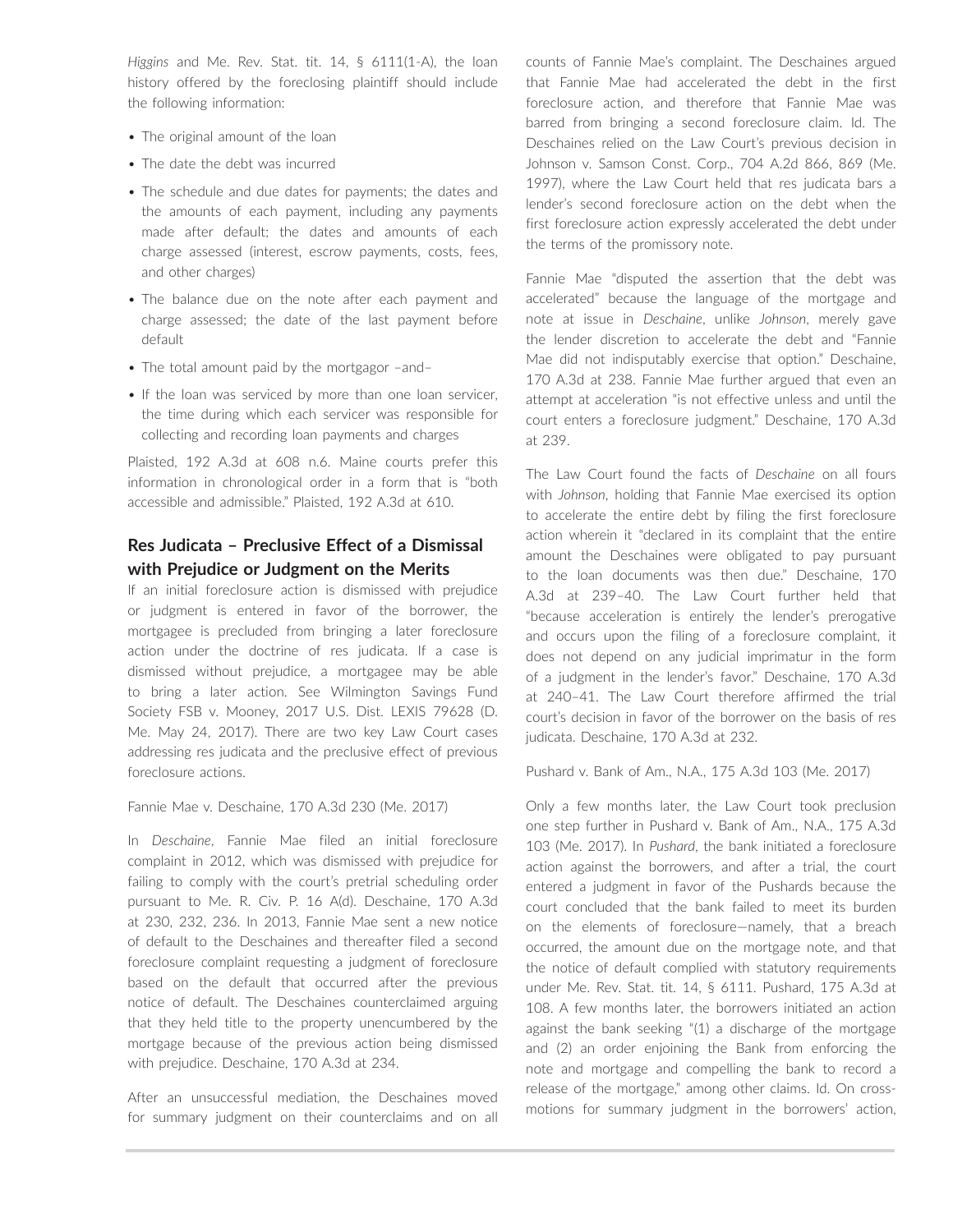*Higgins* and Me. Rev. Stat. tit. 14, § 6111(1-A), the loan history offered by the foreclosing plaintiff should include the following information:

- The original amount of the loan
- The date the debt was incurred
- The schedule and due dates for payments; the dates and the amounts of each payment, including any payments made after default; the dates and amounts of each charge assessed (interest, escrow payments, costs, fees, and other charges)
- The balance due on the note after each payment and charge assessed; the date of the last payment before default
- The total amount paid by the mortgagor –and–
- If the loan was serviced by more than one loan servicer, the time during which each servicer was responsible for collecting and recording loan payments and charges

Plaisted, 192 A.3d at 608 n.6. Maine courts prefer this information in chronological order in a form that is "both accessible and admissible." Plaisted, 192 A.3d at 610.

## Res Judicata – Preclusive Effect of a Dismissal with Prejudice or Judgment on the Merits

If an initial foreclosure action is dismissed with prejudice or judgment is entered in favor of the borrower, the mortgagee is precluded from bringing a later foreclosure action under the doctrine of res judicata. If a case is dismissed without prejudice, a mortgagee may be able to bring a later action. See Wilmington Savings Fund Society FSB v. Mooney, 2017 U.S. Dist. LEXIS 79628 (D. Me. May 24, 2017). There are two key Law Court cases addressing res judicata and the preclusive effect of previous foreclosure actions.

Fannie Mae v. Deschaine, 170 A.3d 230 (Me. 2017)

In *Deschaine*, Fannie Mae filed an initial foreclosure complaint in 2012, which was dismissed with prejudice for failing to comply with the court's pretrial scheduling order pursuant to Me. R. Civ. P. 16 A(d). Deschaine, 170 A.3d at 230, 232, 236. In 2013, Fannie Mae sent a new notice of default to the Deschaines and thereafter filed a second foreclosure complaint requesting a judgment of foreclosure based on the default that occurred after the previous notice of default. The Deschaines counterclaimed arguing that they held title to the property unencumbered by the mortgage because of the previous action being dismissed with prejudice. Deschaine, 170 A.3d at 234.

After an unsuccessful mediation, the Deschaines moved for summary judgment on their counterclaims and on all counts of Fannie Mae's complaint. The Deschaines argued that Fannie Mae had accelerated the debt in the first foreclosure action, and therefore that Fannie Mae was barred from bringing a second foreclosure claim. Id. The Deschaines relied on the Law Court's previous decision in Johnson v. Samson Const. Corp., 704 A.2d 866, 869 (Me. 1997), where the Law Court held that res judicata bars a lender's second foreclosure action on the debt when the first foreclosure action expressly accelerated the debt under the terms of the promissory note.

Fannie Mae "disputed the assertion that the debt was accelerated" because the language of the mortgage and note at issue in *Deschaine*, unlike *Johnson*, merely gave the lender discretion to accelerate the debt and "Fannie Mae did not indisputably exercise that option." Deschaine, 170 A.3d at 238. Fannie Mae further argued that even an attempt at acceleration "is not effective unless and until the court enters a foreclosure judgment." Deschaine, 170 A.3d at 239.

The Law Court found the facts of *Deschaine* on all fours with *Johnson*, holding that Fannie Mae exercised its option to accelerate the entire debt by filing the first foreclosure action wherein it "declared in its complaint that the entire amount the Deschaines were obligated to pay pursuant to the loan documents was then due." Deschaine, 170 A.3d at 239–40. The Law Court further held that "because acceleration is entirely the lender's prerogative and occurs upon the filing of a foreclosure complaint, it does not depend on any judicial imprimatur in the form of a judgment in the lender's favor." Deschaine, 170 A.3d at 240–41. The Law Court therefore affirmed the trial court's decision in favor of the borrower on the basis of res judicata. Deschaine, 170 A.3d at 232.

Pushard v. Bank of Am., N.A., 175 A.3d 103 (Me. 2017)

Only a few months later, the Law Court took preclusion one step further in Pushard v. Bank of Am., N.A., 175 A.3d 103 (Me. 2017). In *Pushard*, the bank initiated a foreclosure action against the borrowers, and after a trial, the court entered a judgment in favor of the Pushards because the court concluded that the bank failed to meet its burden on the elements of foreclosure—namely, that a breach occurred, the amount due on the mortgage note, and that the notice of default complied with statutory requirements under Me. Rev. Stat. tit. 14, § 6111. Pushard, 175 A.3d at 108. A few months later, the borrowers initiated an action against the bank seeking "(1) a discharge of the mortgage and (2) an order enjoining the Bank from enforcing the note and mortgage and compelling the bank to record a release of the mortgage," among other claims. Id. On cross-motions for summary judgment in the borrowers' action,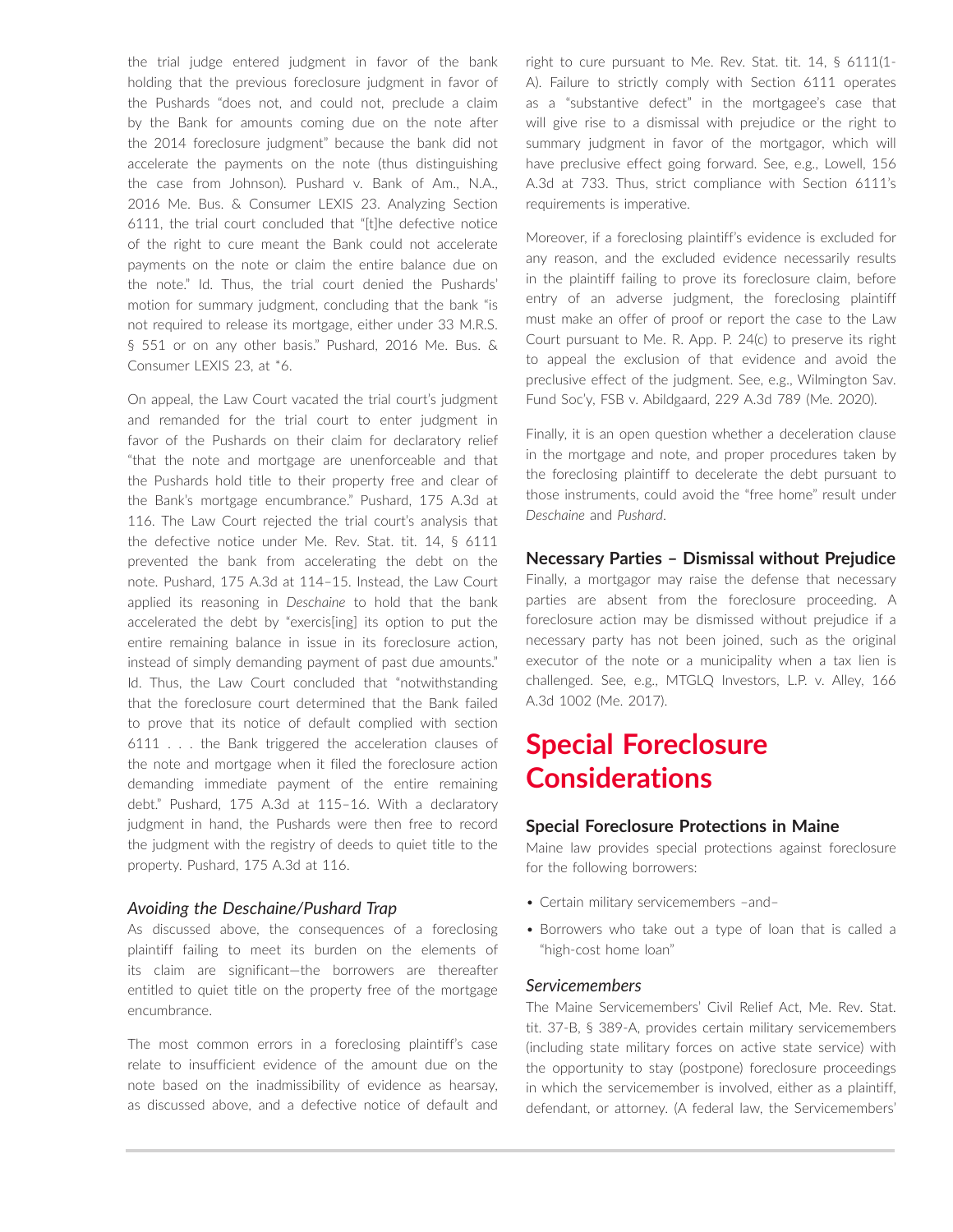the trial judge entered judgment in favor of the bank holding that the previous foreclosure judgment in favor of the Pushards "does not, and could not, preclude a claim by the Bank for amounts coming due on the note after the 2014 foreclosure judgment" because the bank did not accelerate the payments on the note (thus distinguishing the case from Johnson). Pushard v. Bank of Am., N.A., 2016 Me. Bus. & Consumer LEXIS 23. Analyzing Section 6111, the trial court concluded that "[t]he defective notice of the right to cure meant the Bank could not accelerate payments on the note or claim the entire balance due on the note." Id. Thus, the trial court denied the Pushards' motion for summary judgment, concluding that the bank "is not required to release its mortgage, either under 33 M.R.S. § 551 or on any other basis." Pushard, 2016 Me. Bus. & Consumer LEXIS 23, at *6.

On appeal, the Law Court vacated the trial court's judgment and remanded for the trial court to enter judgment in favor of the Pushards on their claim for declaratory relief "that the note and mortgage are unenforceable and that the Pushards hold title to their property free and clear of the Bank's mortgage encumbrance." Pushard, 175 A.3d at 116. The Law Court rejected the trial court's analysis that the defective notice under Me. Rev. Stat. tit. 14, § 6111 prevented the bank from accelerating the debt on the note. Pushard, 175 A.3d at 114–15. Instead, the Law Court applied its reasoning in *Deschaine* to hold that the bank accelerated the debt by "exercis[ing] its option to put the entire remaining balance in issue in its foreclosure action, instead of simply demanding payment of past due amounts." Id. Thus, the Law Court concluded that "notwithstanding that the foreclosure court determined that the Bank failed to prove that its notice of default complied with section 6111 . . . the Bank triggered the acceleration clauses of the note and mortgage when it filed the foreclosure action demanding immediate payment of the entire remaining debt." Pushard, 175 A.3d at 115–16. With a declaratory judgment in hand, the Pushards were then free to record the judgment with the registry of deeds to quiet title to the property. Pushard, 175 A.3d at 116.

### *Avoiding the Deschaine/Pushard Trap*

As discussed above, the consequences of a foreclosing plaintiff failing to meet its burden on the elements of its claim are significant—the borrowers are thereafter entitled to quiet title on the property free of the mortgage encumbrance.

The most common errors in a foreclosing plaintiff's case relate to insufficient evidence of the amount due on the note based on the inadmissibility of evidence as hearsay, as discussed above, and a defective notice of default and right to cure pursuant to Me. Rev. Stat. tit. 14, § 6111(1-A). Failure to strictly comply with Section 6111 operates as a "substantive defect" in the mortgagee's case that will give rise to a dismissal with prejudice or the right to summary judgment in favor of the mortgagor, which will have preclusive effect going forward. See, e.g., Lowell, 156 A.3d at 733. Thus, strict compliance with Section 6111's requirements is imperative.

Moreover, if a foreclosing plaintiff's evidence is excluded for any reason, and the excluded evidence necessarily results in the plaintiff failing to prove its foreclosure claim, before entry of an adverse judgment, the foreclosing plaintiff must make an offer of proof or report the case to the Law Court pursuant to Me. R. App. P. 24(c) to preserve its right to appeal the exclusion of that evidence and avoid the preclusive effect of the judgment. See, e.g., Wilmington Sav. Fund Soc'y, FSB v. Abildgaard, 229 A.3d 789 (Me. 2020).

Finally, it is an open question whether a deceleration clause in the mortgage and note, and proper procedures taken by the foreclosing plaintiff to decelerate the debt pursuant to those instruments, could avoid the "free home" result under *Deschaine* and *Pushard*.

### Necessary Parties – Dismissal without Prejudice

Finally, a mortgagor may raise the defense that necessary parties are absent from the foreclosure proceeding. A foreclosure action may be dismissed without prejudice if a necessary party has not been joined, such as the original executor of the note or a municipality when a tax lien is challenged. See, e.g., MTGLQ Investors, L.P. v. Alley, 166 A.3d 1002 (Me. 2017).

## Special Foreclosure Considerations

### Special Foreclosure Protections in Maine

Maine law provides special protections against foreclosure for the following borrowers:

- Certain military servicemembers –and–
- Borrowers who take out a type of loan that is called a "high-cost home loan"

### *Servicemembers*

The Maine Servicemembers' Civil Relief Act, Me. Rev. Stat. tit. 37-B, § 389-A, provides certain military servicemembers (including state military forces on active state service) with the opportunity to stay (postpone) foreclosure proceedings in which the servicemember is involved, either as a plaintiff, defendant, or attorney. (A federal law, the Servicemembers'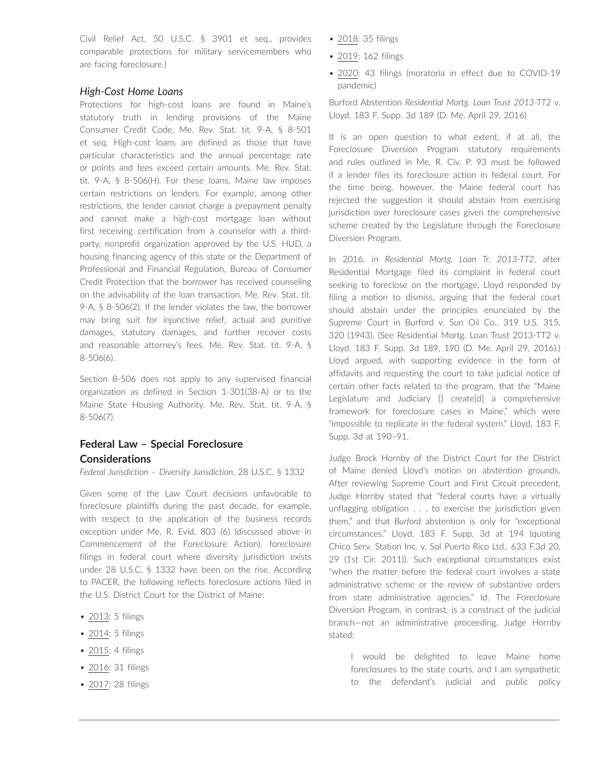Civil Relief Act, 50 U.S.C. § 3901 et seq., provides comparable protections for military servicemembers who are facing foreclosure.)

### *High-Cost Home Loans*

Protections for high-cost loans are found in Maine's statutory truth in lending provisions of the Maine Consumer Credit Code, Me. Rev. Stat. tit. 9-A, § 8-501 et seq. High-cost loans are defined as those that have particular characteristics and the annual percentage rate or points and fees exceed certain amounts. Me. Rev. Stat. tit. 9-A, § 8-506(H). For these loans, Maine law imposes certain restrictions on lenders. For example, among other restrictions, the lender cannot charge a prepayment penalty and cannot make a high-cost mortgage loan without first receiving certification from a counselor with a third-party, nonprofit organization approved by the U.S. HUD, a housing financing agency of this state or the Department of Professional and Financial Regulation, Bureau of Consumer Credit Protection that the borrower has received counseling on the advisability of the loan transaction. Me. Rev. Stat. tit. 9-A, § 8-506(2). If the lender violates the law, the borrower may bring suit for injunctive relief, actual and punitive damages, statutory damages, and further recover costs and reasonable attorney's fees. Me. Rev. Stat. tit. 9-A, § 8-506(6).

Section 8-506 does not apply to any supervised financial organization as defined in Section 1-301(38-A) or to the Maine State Housing Authority. Me. Rev. Stat. tit. 9-A, § 8-506(7).

## Federal Law – Special Foreclosure Considerations

*Federal Jurisdiction – Diversity Jurisdiction*, 28 U.S.C. § 1332

Given some of the Law Court decisions unfavorable to foreclosure plaintiffs during the past decade, for example, with respect to the application of the business records exception under Me. R. Evid. 803 (6) (discussed above in Commencement of the Foreclosure Action), foreclosure filings in federal court where diversity jurisdiction exists under 28 U.S.C. § 1332 have been on the rise. According to PACER, the following reflects foreclosure actions filed in the U.S. District Court for the District of Maine:

- 2013: 5 filings
- 2014: 5 filings
- 2015: 4 filings
- 2016: 31 filings
- 2017: 28 filings
- 2018: 35 filings
- 2019: 162 filings
- 2020: 43 filings (moratoria in effect due to COVID-19 pandemic)

Burford Abstention *Residential Mortg. Loan Trust 2013-TT2* v. Lloyd, 183 F. Supp. 3d 189 (D. Me. April 29, 2016)

It is an open question to what extent, if at all, the Foreclosure Diversion Program statutory requirements and rules outlined in Me. R. Civ. P. 93 must be followed if a lender files its foreclosure action in federal court. For the time being, however, the Maine federal court has rejected the suggestion it should abstain from exercising jurisdiction over foreclosure cases given the comprehensive scheme created by the Legislature through the Foreclosure Diversion Program.

In 2016, in *Residential Mortg. Loan Tr. 2013-TT2*, after Residential Mortgage filed its complaint in federal court seeking to foreclose on the mortgage, Lloyd responded by filing a motion to dismiss, arguing that the federal court should abstain under the principles enunciated by the Supreme Court in Burford v. Sun Oil Co., 319 U.S. 315, 320 (1943). (See Residential Mortg. Loan Trust 2013-TT2 v. Lloyd, 183 F. Supp. 3d 189, 190 (D. Me. April 29, 2016).) Lloyd argued, with supporting evidence in the form of affidavits and requesting the court to take judicial notice of certain other facts related to the program, that the "Maine Legislature and Judiciary [] create[d] a comprehensive framework for foreclosure cases in Maine," which were "impossible to replicate in the federal system." Lloyd, 183 F. Supp. 3d at 190–91.

Judge Brock Hornby of the District Court for the District of Maine denied Lloyd's motion on abstention grounds. After reviewing Supreme Court and First Circuit precedent, Judge Hornby stated that "federal courts have a virtually unflagging obligation . . . to exercise the jurisdiction given them," and that *Burford* abstention is only for "exceptional circumstances." Lloyd, 183 F. Supp. 3d at 194 (quoting Chico Serv. Station Inc. v. Sol Puerto Rico Ltd., 633 F.3d 20, 29 (1st Cir. 2011)). Such exceptional circumstances exist "when the matter before the federal court involves a state administrative scheme or the review of substantive orders from state administrative agencies." Id. The Foreclosure Diversion Program, in contrast, is a construct of the judicial branch—not an administrative proceeding. Judge Hornby stated:

> I would be delighted to leave Maine home foreclosures to the state courts, and I am sympathetic to the defendant's judicial and public policy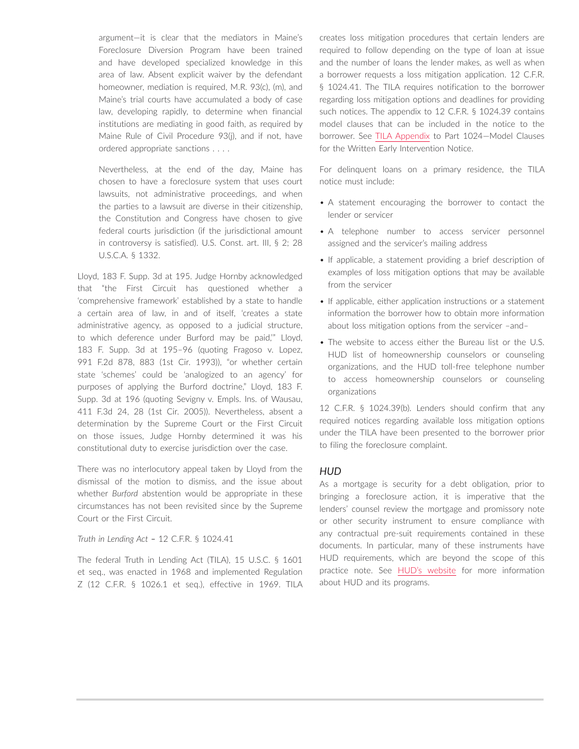> argument—it is clear that the mediators in Maine's Foreclosure Diversion Program have been trained and have developed specialized knowledge in this area of law. Absent explicit waiver by the defendant homeowner, mediation is required, M.R. 93(c), (m), and Maine's trial courts have accumulated a body of case law, developing rapidly, to determine when financial institutions are mediating in good faith, as required by Maine Rule of Civil Procedure 93(j), and if not, have ordered appropriate sanctions . . . .
>
> Nevertheless, at the end of the day, Maine has chosen to have a foreclosure system that uses court lawsuits, not administrative proceedings, and when the parties to a lawsuit are diverse in their citizenship, the Constitution and Congress have chosen to give federal courts jurisdiction (if the jurisdictional amount in controversy is satisfied). U.S. Const. art. III, § 2; 28 U.S.C.A. § 1332.

Lloyd, 183 F. Supp. 3d at 195. Judge Hornby acknowledged that "the First Circuit has questioned whether a 'comprehensive framework' established by a state to handle a certain area of law, in and of itself, 'creates a state administrative agency, as opposed to a judicial structure, to which deference under Burford may be paid,'" Lloyd, 183 F. Supp. 3d at 195–96 (quoting Fragoso v. Lopez, 991 F.2d 878, 883 (1st Cir. 1993)), "or whether certain state 'schemes' could be 'analogized to an agency' for purposes of applying the Burford doctrine," Lloyd, 183 F. Supp. 3d at 196 (quoting Sevigny v. Empls. Ins. of Wausau, 411 F.3d 24, 28 (1st Cir. 2005)). Nevertheless, absent a determination by the Supreme Court or the First Circuit on those issues, Judge Hornby determined it was his constitutional duty to exercise jurisdiction over the case.

There was no interlocutory appeal taken by Lloyd from the dismissal of the motion to dismiss, and the issue about whether *Burford* abstention would be appropriate in these circumstances has not been revisited since by the Supreme Court or the First Circuit.

*Truth in Lending Act* – 12 C.F.R. § 1024.41

The federal Truth in Lending Act (TILA), 15 U.S.C. § 1601 et seq., was enacted in 1968 and implemented Regulation Z (12 C.F.R. § 1026.1 et seq.), effective in 1969. TILA creates loss mitigation procedures that certain lenders are required to follow depending on the type of loan at issue and the number of loans the lender makes, as well as when a borrower requests a loss mitigation application. 12 C.F.R. § 1024.41. The TILA requires notification to the borrower regarding loss mitigation options and deadlines for providing such notices. The appendix to 12 C.F.R. § 1024.39 contains model clauses that can be included in the notice to the borrower. See TILA Appendix to Part 1024—Model Clauses for the Written Early Intervention Notice.

For delinquent loans on a primary residence, the TILA notice must include:

- A statement encouraging the borrower to contact the lender or servicer
- A telephone number to access servicer personnel assigned and the servicer's mailing address
- If applicable, a statement providing a brief description of examples of loss mitigation options that may be available from the servicer
- If applicable, either application instructions or a statement information the borrower how to obtain more information about loss mitigation options from the servicer –and–
- The website to access either the Bureau list or the U.S. HUD list of homeownership counselors or counseling organizations, and the HUD toll-free telephone number to access homeownership counselors or counseling organizations

12 C.F.R. § 1024.39(b). Lenders should confirm that any required notices regarding available loss mitigation options under the TILA have been presented to the borrower prior to filing the foreclosure complaint.

### *HUD*

As a mortgage is security for a debt obligation, prior to bringing a foreclosure action, it is imperative that the lenders' counsel review the mortgage and promissory note or other security instrument to ensure compliance with any contractual pre-suit requirements contained in these documents. In particular, many of these instruments have HUD requirements, which are beyond the scope of this practice note. See HUD's website for more information about HUD and its programs.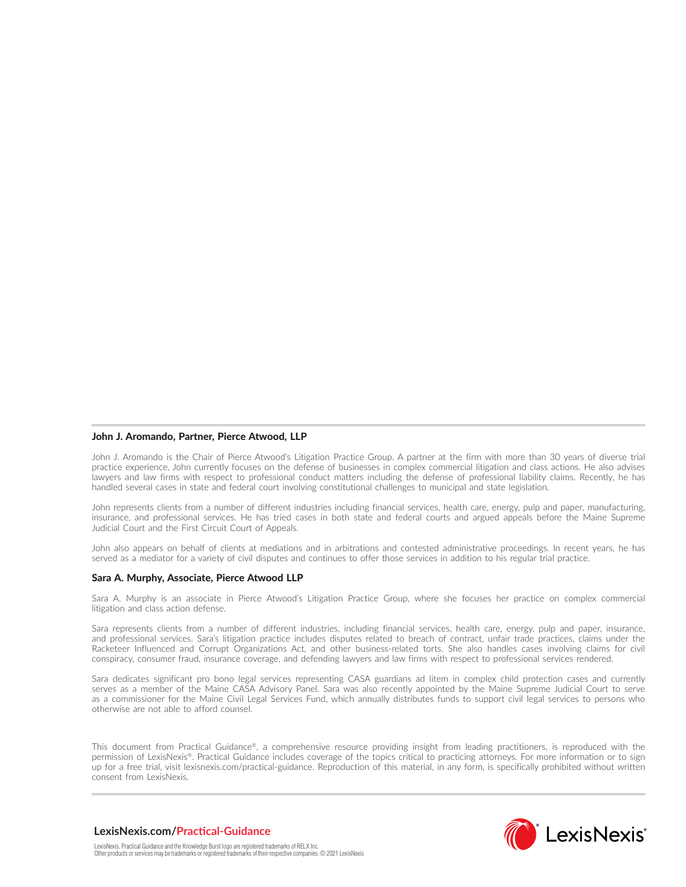**John J. Aromando, Partner, Pierce Atwood, LLP**

John J. Aromando is the Chair of Pierce Atwood's Litigation Practice Group. A partner at the firm with more than 30 years of diverse trial practice experience, John currently focuses on the defense of businesses in complex commercial litigation and class actions. He also advises lawyers and law firms with respect to professional conduct matters including the defense of professional liability claims. Recently, he has handled several cases in state and federal court involving constitutional challenges to municipal and state legislation.

John represents clients from a number of different industries including financial services, health care, energy, pulp and paper, manufacturing, insurance, and professional services. He has tried cases in both state and federal courts and argued appeals before the Maine Supreme Judicial Court and the First Circuit Court of Appeals.

John also appears on behalf of clients at mediations and in arbitrations and contested administrative proceedings. In recent years, he has served as a mediator for a variety of civil disputes and continues to offer those services in addition to his regular trial practice.

**Sara A. Murphy, Associate, Pierce Atwood LLP**

Sara A. Murphy is an associate in Pierce Atwood's Litigation Practice Group, where she focuses her practice on complex commercial litigation and class action defense.

Sara represents clients from a number of different industries, including financial services, health care, energy, pulp and paper, insurance, and professional services. Sara's litigation practice includes disputes related to breach of contract, unfair trade practices, claims under the Racketeer Influenced and Corrupt Organizations Act, and other business-related torts. She also handles cases involving claims for civil conspiracy, consumer fraud, insurance coverage, and defending lawyers and law firms with respect to professional services rendered.

Sara dedicates significant pro bono legal services representing CASA guardians ad litem in complex child protection cases and currently serves as a member of the Maine CASA Advisory Panel. Sara was also recently appointed by the Maine Supreme Judicial Court to serve as a commissioner for the Maine Civil Legal Services Fund, which annually distributes funds to support civil legal services to persons who otherwise are not able to afford counsel.

This document from Practical Guidance®, a comprehensive resource providing insight from leading practitioners, is reproduced with the permission of LexisNexis®. Practical Guidance includes coverage of the topics critical to practicing attorneys. For more information or to sign up for a free trial, visit lexisnexis.com/practical-guidance. Reproduction of this material, in any form, is specifically prohibited without written consent from LexisNexis.

**LexisNexis.com/Practical-Guidance**

LexisNexis, Practical Guidance and the Knowledge Burst logo are registered trademarks of RELX Inc.
Other products or services may be trademarks or registered trademarks of their respective companies. © 2021 LexisNexis

LexisNexis®